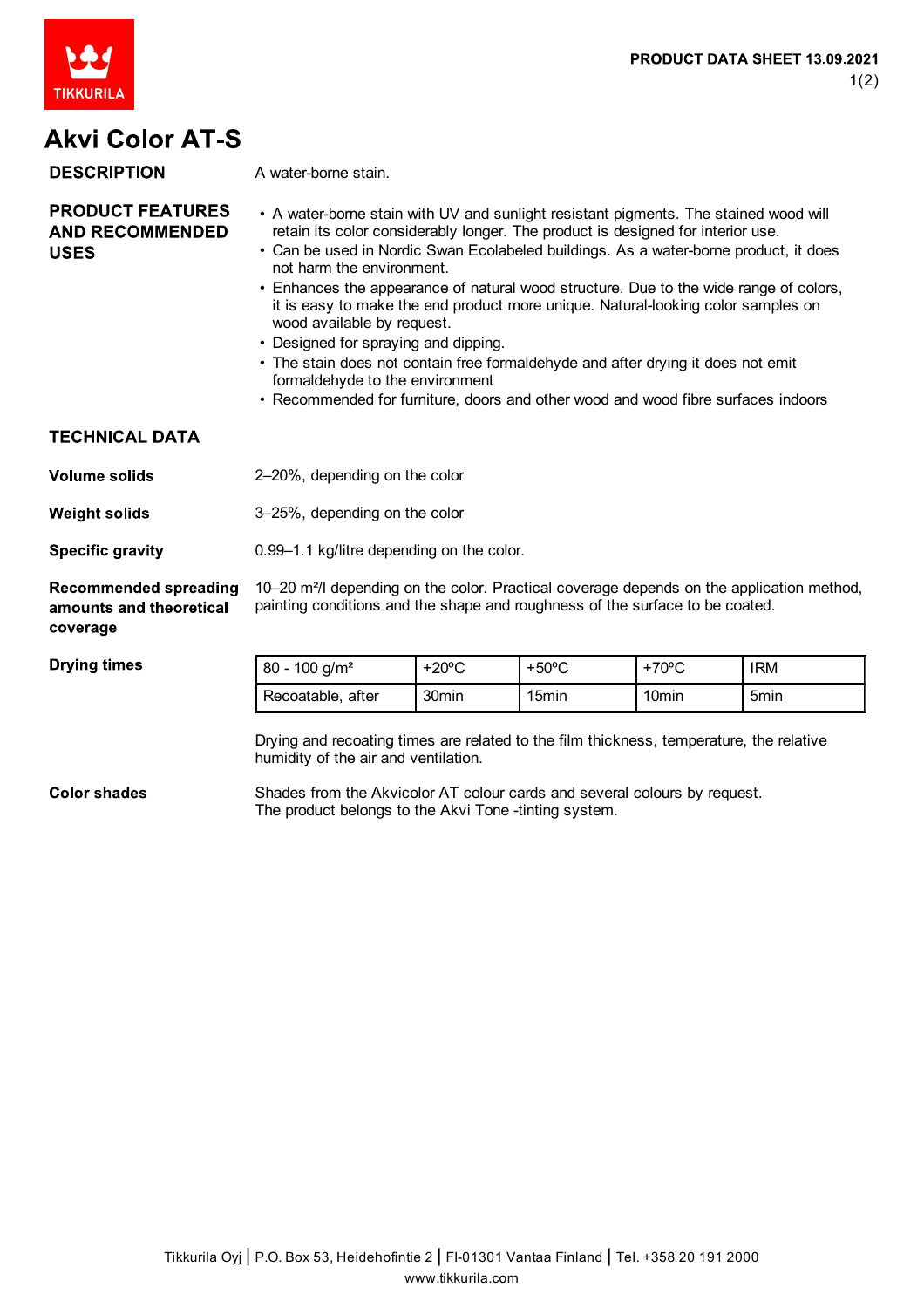PRODUCT DATA SHEET 13.09.2021

# Akvi Color AT-S

**DESCRIPTION**

A water-borne stain.

**PRODUCT FEATURES AND RECOMMENDED USES**

- A water-borne stain with UV and sunlight resistant pigments. The stained wood will retain its color considerably longer. The product is designed for interior use.
- Can be used in Nordic Swan Ecolabeled buildings. As a water-borne product, it does not harm the environment.
- Enhances the appearance of natural wood structure. Due to the wide range of colors, it is easy to make the end product more unique. Natural-looking color samples on wood available by request.
- Designed for spraying and dipping.
- The stain does not contain free formaldehyde and after drying it does not emit formaldehyde to the environment
- Recommended for furniture, doors and other wood and wood fibre surfaces indoors

## TECHNICAL DATA

**Volume solids**

2–20%, depending on the color

**Weight solids**

3–25%, depending on the color

**Specific gravity**

0.99–1.1 kg/litre depending on the color.

**Recommended spreading amounts and theoretical coverage**

10–20 m²/l depending on the color. Practical coverage depends on the application method, painting conditions and the shape and roughness of the surface to be coated.

**Drying times**

| 80 - 100 g/m² | +20ºC | +50ºC | +70ºC | IRM |
|---|---|---|---|---|
| Recoatable, after | 30min | 15min | 10min | 5min |

Drying and recoating times are related to the film thickness, temperature, the relative humidity of the air and ventilation.

**Color shades**

Shades from the Akvicolor AT colour cards and several colours by request.
The product belongs to the Akvi Tone -tinting system.

Tikkurila Oyj | P.O. Box 53, Heidehofintie 2 | FI-01301 Vantaa Finland | Tel. +358 20 191 2000
www.tikkurila.com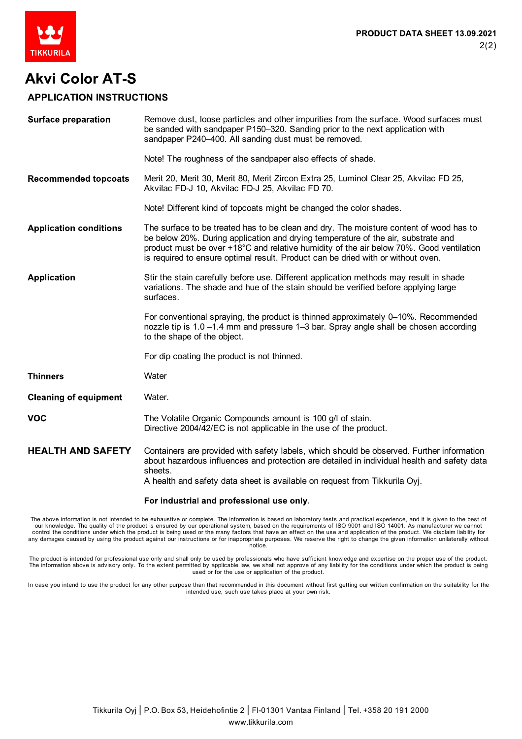# Akvi Color AT-S

## APPLICATION INSTRUCTIONS

| | |
|---|---|
| **Surface preparation** | Remove dust, loose particles and other impurities from the surface. Wood surfaces must be sanded with sandpaper P150–320. Sanding prior to the next application with sandpaper P240–400. All sanding dust must be removed. |
| | Note! The roughness of the sandpaper also effects of shade. |
| **Recommended topcoats** | Merit 20, Merit 30, Merit 80, Merit Zircon Extra 25, Luminol Clear 25, Akvilac FD 25, Akvilac FD-J 10, Akvilac FD-J 25, Akvilac FD 70. |
| | Note! Different kind of topcoats might be changed the color shades. |
| **Application conditions** | The surface to be treated has to be clean and dry. The moisture content of wood has to be below 20%. During application and drying temperature of the air, substrate and product must be over +18°C and relative humidity of the air below 70%. Good ventilation is required to ensure optimal result. Product can be dried with or without oven. |
| **Application** | Stir the stain carefully before use. Different application methods may result in shade variations. The shade and hue of the stain should be verified before applying large surfaces. |
| | For conventional spraying, the product is thinned approximately 0–10%. Recommended nozzle tip is 1.0 –1.4 mm and pressure 1–3 bar. Spray angle shall be chosen according to the shape of the object. |
| | For dip coating the product is not thinned. |
| **Thinners** | Water |
| **Cleaning of equipment** | Water. |
| **VOC** | The Volatile Organic Compounds amount is 100 g/l of stain. Directive 2004/42/EC is not applicable in the use of the product. |
| **HEALTH AND SAFETY** | Containers are provided with safety labels, which should be observed. Further information about hazardous influences and protection are detailed in individual health and safety data sheets. A health and safety data sheet is available on request from Tikkurila Oyj. |
| | **For industrial and professional use only.** |

The above information is not intended to be exhaustive or complete. The information is based on laboratory tests and practical experience, and it is given to the best of our knowledge. The quality of the product is ensured by our operational system, based on the requirements of ISO 9001 and ISO 14001. As manufacturer we cannot control the conditions under which the product is being used or the many factors that have an effect on the use and application of the product. We disclaim liability for any damages caused by using the product against our instructions or for inappropriate purposes. We reserve the right to change the given information unilaterally without notice.

The product is intended for professional use only and shall only be used by professionals who have sufficient knowledge and expertise on the proper use of the product. The information above is advisory only. To the extent permitted by applicable law, we shall not approve of any liability for the conditions under which the product is being used or for the use or application of the product.

In case you intend to use the product for any other purpose than that recommended in this document without first getting our written confirmation on the suitability for the intended use, such use takes place at your own risk.

Tikkurila Oyj | P.O. Box 53, Heidehofintie 2 | FI-01301 Vantaa Finland | Tel. +358 20 191 2000
www.tikkurila.com